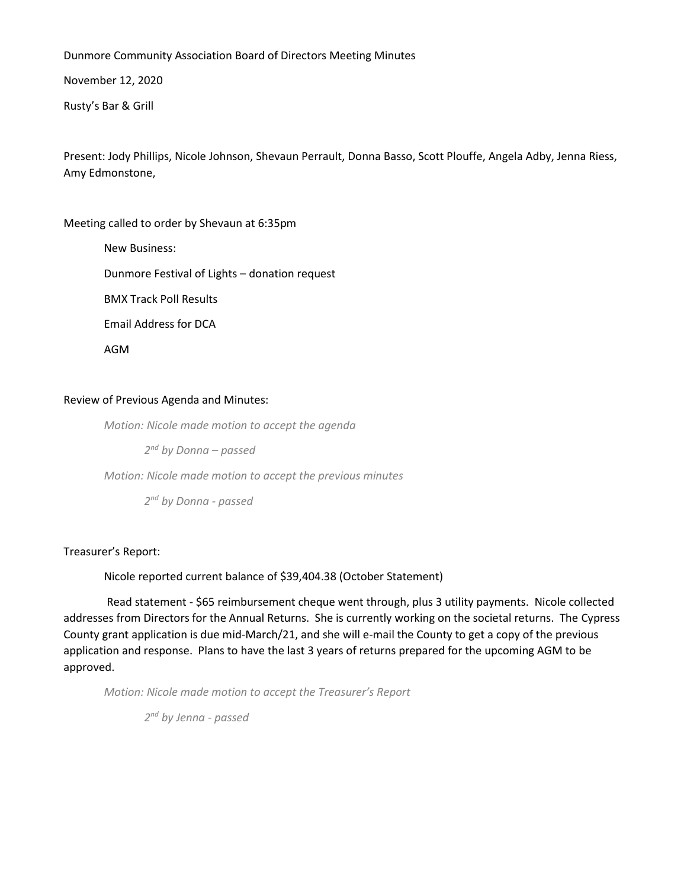Dunmore Community Association Board of Directors Meeting Minutes

November 12, 2020

Rusty's Bar & Grill

Present: Jody Phillips, Nicole Johnson, Shevaun Perrault, Donna Basso, Scott Plouffe, Angela Adby, Jenna Riess, Amy Edmonstone,

Meeting called to order by Shevaun at 6:35pm

New Business:

Dunmore Festival of Lights – donation request

BMX Track Poll Results

Email Address for DCA

AGM

Review of Previous Agenda and Minutes:

*Motion: Nicole made motion to accept the agenda*

*2nd by Donna – passed*

*Motion: Nicole made motion to accept the previous minutes*

*2nd by Donna - passed*

Treasurer's Report:

Nicole reported current balance of $39,404.38 (October Statement)

Read statement - $65 reimbursement cheque went through, plus 3 utility payments. Nicole collected addresses from Directors for the Annual Returns. She is currently working on the societal returns. The Cypress County grant application is due mid-March/21, and she will e-mail the County to get a copy of the previous application and response. Plans to have the last 3 years of returns prepared for the upcoming AGM to be approved.

*Motion: Nicole made motion to accept the Treasurer's Report*

*2nd by Jenna - passed*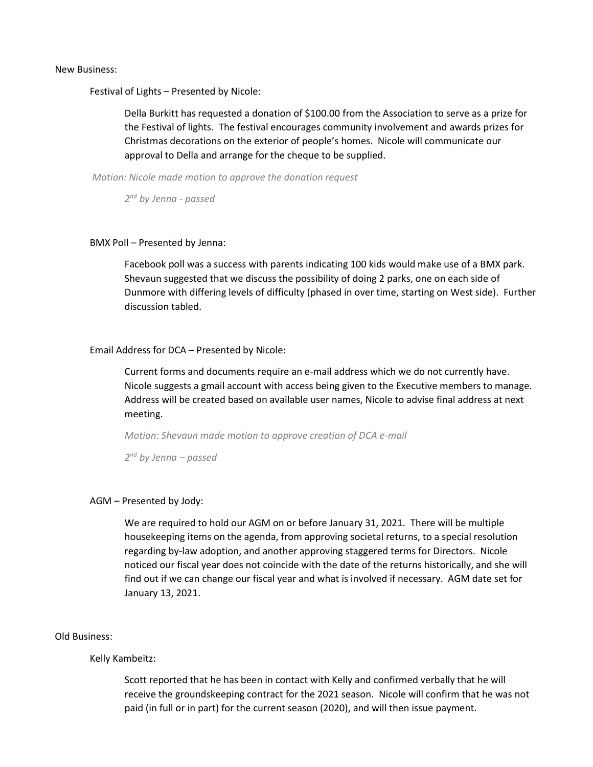New Business:

Festival of Lights – Presented by Nicole:

Della Burkitt has requested a donation of $100.00 from the Association to serve as a prize for the Festival of lights. The festival encourages community involvement and awards prizes for Christmas decorations on the exterior of people's homes. Nicole will communicate our approval to Della and arrange for the cheque to be supplied.

*Motion: Nicole made motion to approve the donation request*

*2nd by Jenna - passed*

BMX Poll – Presented by Jenna:

Facebook poll was a success with parents indicating 100 kids would make use of a BMX park. Shevaun suggested that we discuss the possibility of doing 2 parks, one on each side of Dunmore with differing levels of difficulty (phased in over time, starting on West side). Further discussion tabled.

Email Address for DCA – Presented by Nicole:

Current forms and documents require an e-mail address which we do not currently have. Nicole suggests a gmail account with access being given to the Executive members to manage. Address will be created based on available user names, Nicole to advise final address at next meeting.

*Motion: Shevaun made motion to approve creation of DCA e-mail*

*2nd by Jenna – passed*

AGM – Presented by Jody:

We are required to hold our AGM on or before January 31, 2021. There will be multiple housekeeping items on the agenda, from approving societal returns, to a special resolution regarding by-law adoption, and another approving staggered terms for Directors. Nicole noticed our fiscal year does not coincide with the date of the returns historically, and she will find out if we can change our fiscal year and what is involved if necessary. AGM date set for January 13, 2021.

Old Business:

Kelly Kambeitz:

Scott reported that he has been in contact with Kelly and confirmed verbally that he will receive the groundskeeping contract for the 2021 season. Nicole will confirm that he was not paid (in full or in part) for the current season (2020), and will then issue payment.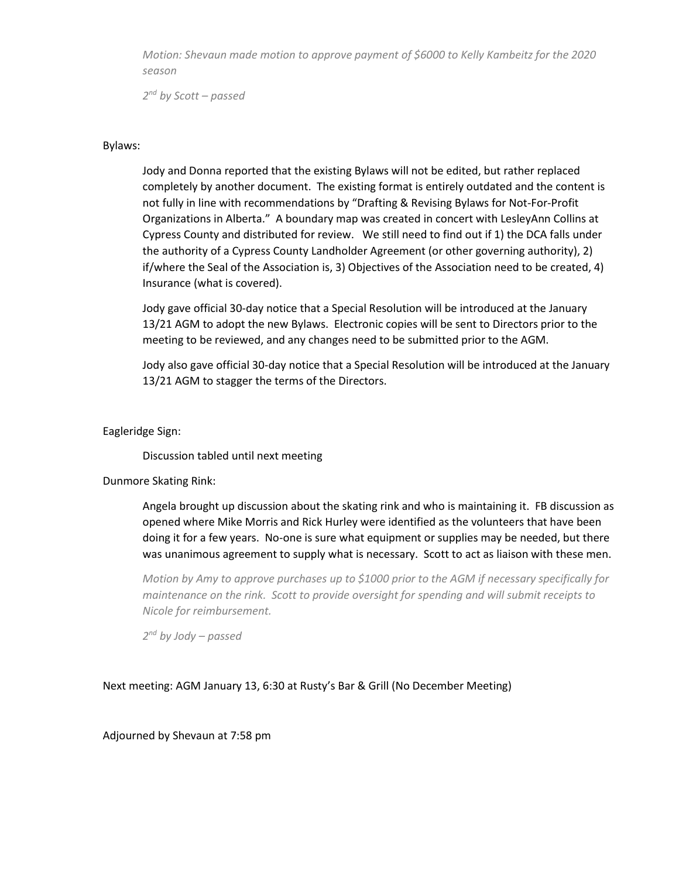*Motion: Shevaun made motion to approve payment of $6000 to Kelly Kambeitz for the 2020 season*

*2nd by Scott – passed*

Bylaws:

Jody and Donna reported that the existing Bylaws will not be edited, but rather replaced completely by another document. The existing format is entirely outdated and the content is not fully in line with recommendations by "Drafting & Revising Bylaws for Not-For-Profit Organizations in Alberta." A boundary map was created in concert with LesleyAnn Collins at Cypress County and distributed for review. We still need to find out if 1) the DCA falls under the authority of a Cypress County Landholder Agreement (or other governing authority), 2) if/where the Seal of the Association is, 3) Objectives of the Association need to be created, 4) Insurance (what is covered).

Jody gave official 30-day notice that a Special Resolution will be introduced at the January 13/21 AGM to adopt the new Bylaws. Electronic copies will be sent to Directors prior to the meeting to be reviewed, and any changes need to be submitted prior to the AGM.

Jody also gave official 30-day notice that a Special Resolution will be introduced at the January 13/21 AGM to stagger the terms of the Directors.

Eagleridge Sign:

Discussion tabled until next meeting

Dunmore Skating Rink:

Angela brought up discussion about the skating rink and who is maintaining it. FB discussion as opened where Mike Morris and Rick Hurley were identified as the volunteers that have been doing it for a few years. No-one is sure what equipment or supplies may be needed, but there was unanimous agreement to supply what is necessary. Scott to act as liaison with these men.

*Motion by Amy to approve purchases up to $1000 prior to the AGM if necessary specifically for maintenance on the rink. Scott to provide oversight for spending and will submit receipts to Nicole for reimbursement.*

*2nd by Jody – passed*

Next meeting: AGM January 13, 6:30 at Rusty's Bar & Grill (No December Meeting)

Adjourned by Shevaun at 7:58 pm